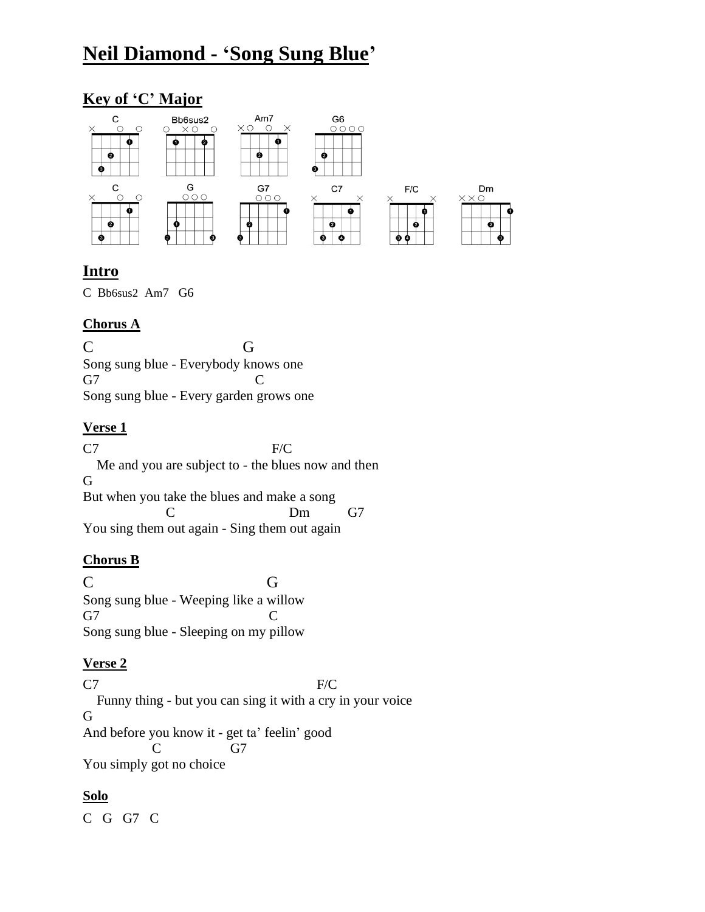# Neil Diamond - ‘Song Sung Blue’

## Key of ‘C’ Major

C Bb6sus2 Am7 G6

C G G7 C7 F/C Dm

## Intro

C Bb6sus2 Am7 G6

### Chorus A

```
C                          G
Song sung blue - Everybody knows one
G7                             C
Song sung blue - Every garden grows one
```

### Verse 1

```
C7                                    F/C
   Me and you are subject to - the blues now and then
G
But when you take the blues and make a song
                 C                        Dm        G7
You sing them out again - Sing them out again
```

### Chorus B

```
C                                 G
Song sung blue - Weeping like a willow
G7                                C
Song sung blue - Sleeping on my pillow
```

### Verse 2

```
C7                                          F/C
   Funny thing - but you can sing it with a cry in your voice
G
And before you know it - get ta’ feelin’ good
               C              G7
You simply got no choice
```

### Solo

C G G7 C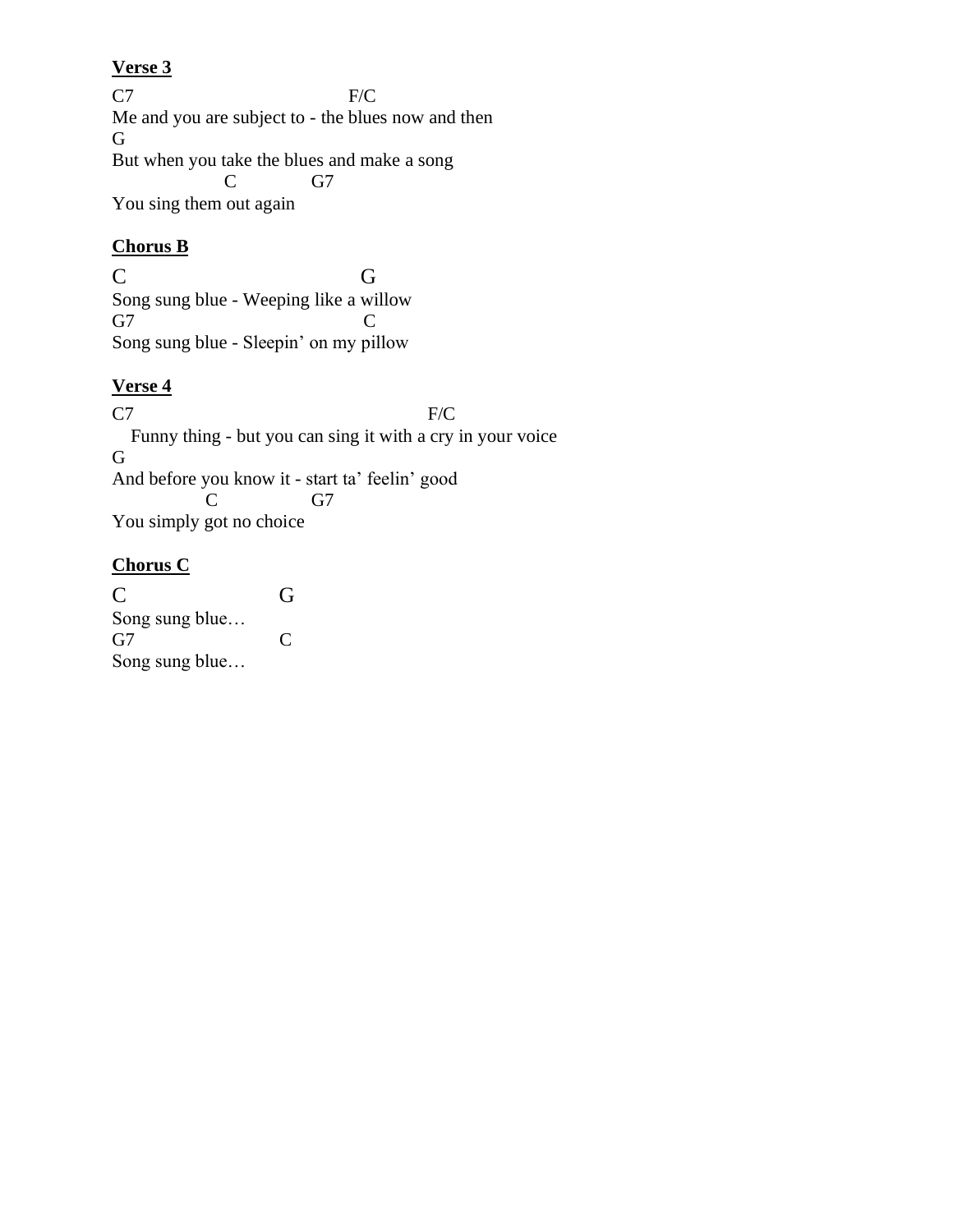**Verse 3**

```
C7                        F/C
Me and you are subject to - the blues now and then
G
But when you take the blues and make a song
              C          G7
You sing them out again
```

**Chorus B**

```
C                            G
Song sung blue - Weeping like a willow
G7                           C
Song sung blue - Sleepin' on my pillow
```

**Verse 4**

```
C7                                         F/C
   Funny thing - but you can sing it with a cry in your voice
G
And before you know it - start ta' feelin' good
            C            G7
You simply got no choice
```

**Chorus C**

```
C               G
Song sung blue…
G7              C
Song sung blue…
```